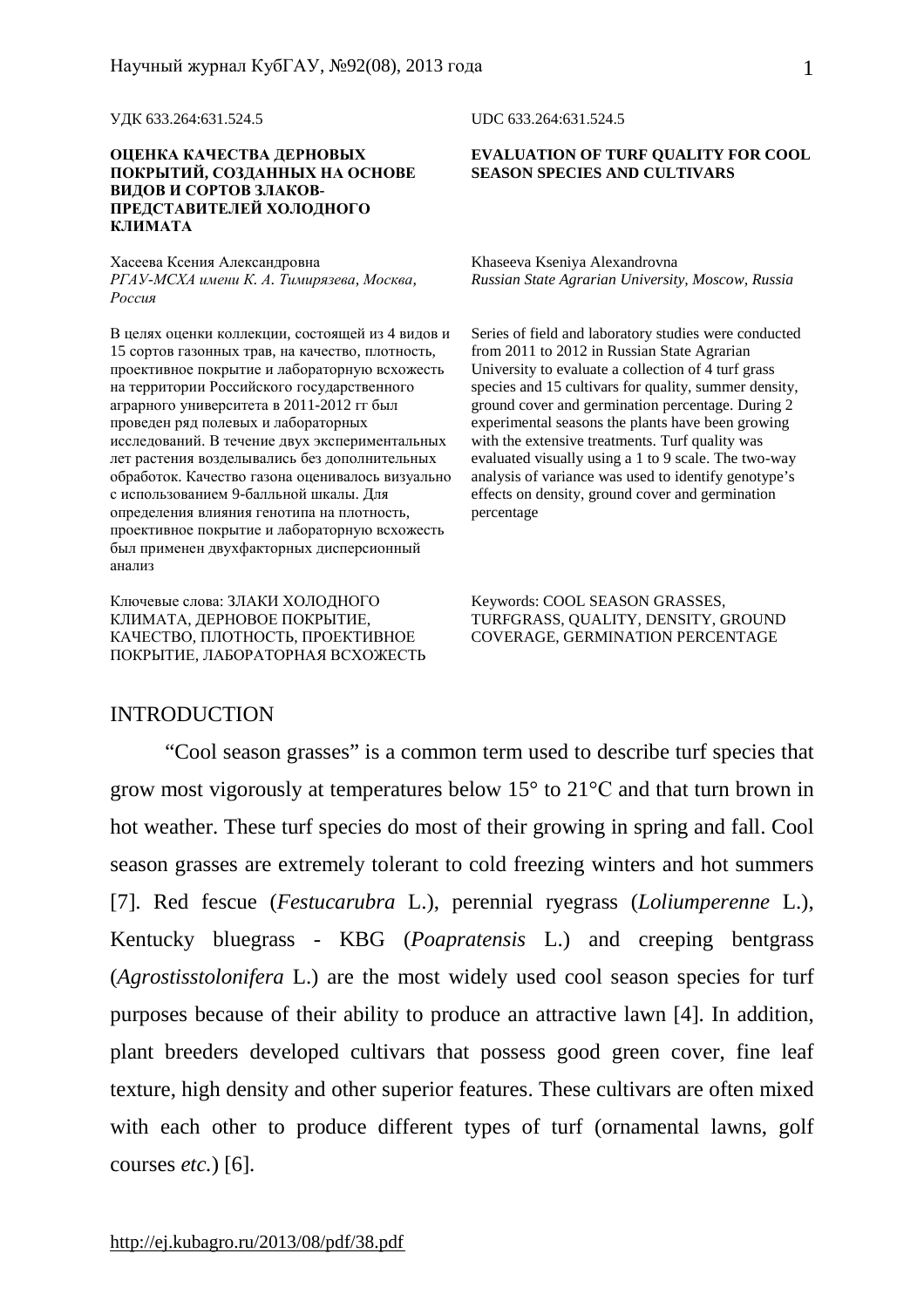УДК 633.264:631.524.5

**ОЦЕНКА КАЧЕСТВА ДЕРНОВЫХ ПОКРЫТИЙ, СОЗДАННЫХ НА ОСНОВЕ ВИДОВ И СОРТОВ ЗЛАКОВ-ПРЕДСТАВИТЕЛЕЙ ХОЛОДНОГО КЛИМАТА**

Хасеева Ксения Александровна
*РГАУ-МСХА имени К. А. Тимирязева, Москва, Россия*

В целях оценки коллекции, состоящей из 4 видов и 15 сортов газонных трав, на качество, плотность, проективное покрытие и лабораторную всхожесть на территории Российского государственного аграрного университета в 2011-2012 гг был проведен ряд полевых и лабораторных исследований. В течение двух экспериментальных лет растения возделывались без дополнительных обработок. Качество газона оценивалось визуально с использованием 9-балльной шкалы. Для определения влияния генотипа на плотность, проективное покрытие и лабораторную всхожесть был применен двухфакторных дисперсионный анализ

Ключевые слова: ЗЛАКИ ХОЛОДНОГО КЛИМАТА, ДЕРНОВОЕ ПОКРЫТИЕ, КАЧЕСТВО, ПЛОТНОСТЬ, ПРОЕКТИВНОЕ ПОКРЫТИЕ, ЛАБОРАТОРНАЯ ВСХОЖЕСТЬ

UDC 633.264:631.524.5

**EVALUATION OF TURF QUALITY FOR COOL SEASON SPECIES AND CULTIVARS**

Khaseeva Kseniya Alexandrovna
*Russian State Agrarian University, Moscow, Russia*

Series of field and laboratory studies were conducted from 2011 to 2012 in Russian State Agrarian University to evaluate a collection of 4 turf grass species and 15 cultivars for quality, summer density, ground cover and germination percentage. During 2 experimental seasons the plants have been growing with the extensive treatments. Turf quality was evaluated visually using a 1 to 9 scale. The two-way analysis of variance was used to identify genotype's effects on density, ground cover and germination percentage

Keywords: COOL SEASON GRASSES, TURFGRASS, QUALITY, DENSITY, GROUND COVERAGE, GERMINATION PERCENTAGE

## INTRODUCTION

"Cool season grasses" is a common term used to describe turf species that grow most vigorously at temperatures below 15° to 21°C and that turn brown in hot weather. These turf species do most of their growing in spring and fall. Cool season grasses are extremely tolerant to cold freezing winters and hot summers [7]. Red fescue (*Festucarubra* L.), perennial ryegrass (*Loliumperenne* L.), Kentucky bluegrass - KBG (*Poapratensis* L.) and creeping bentgrass (*Agrostisstolonifera* L.) are the most widely used cool season species for turf purposes because of their ability to produce an attractive lawn [4]. In addition, plant breeders developed cultivars that possess good green cover, fine leaf texture, high density and other superior features. These cultivars are often mixed with each other to produce different types of turf (ornamental lawns, golf courses *etc.*) [6].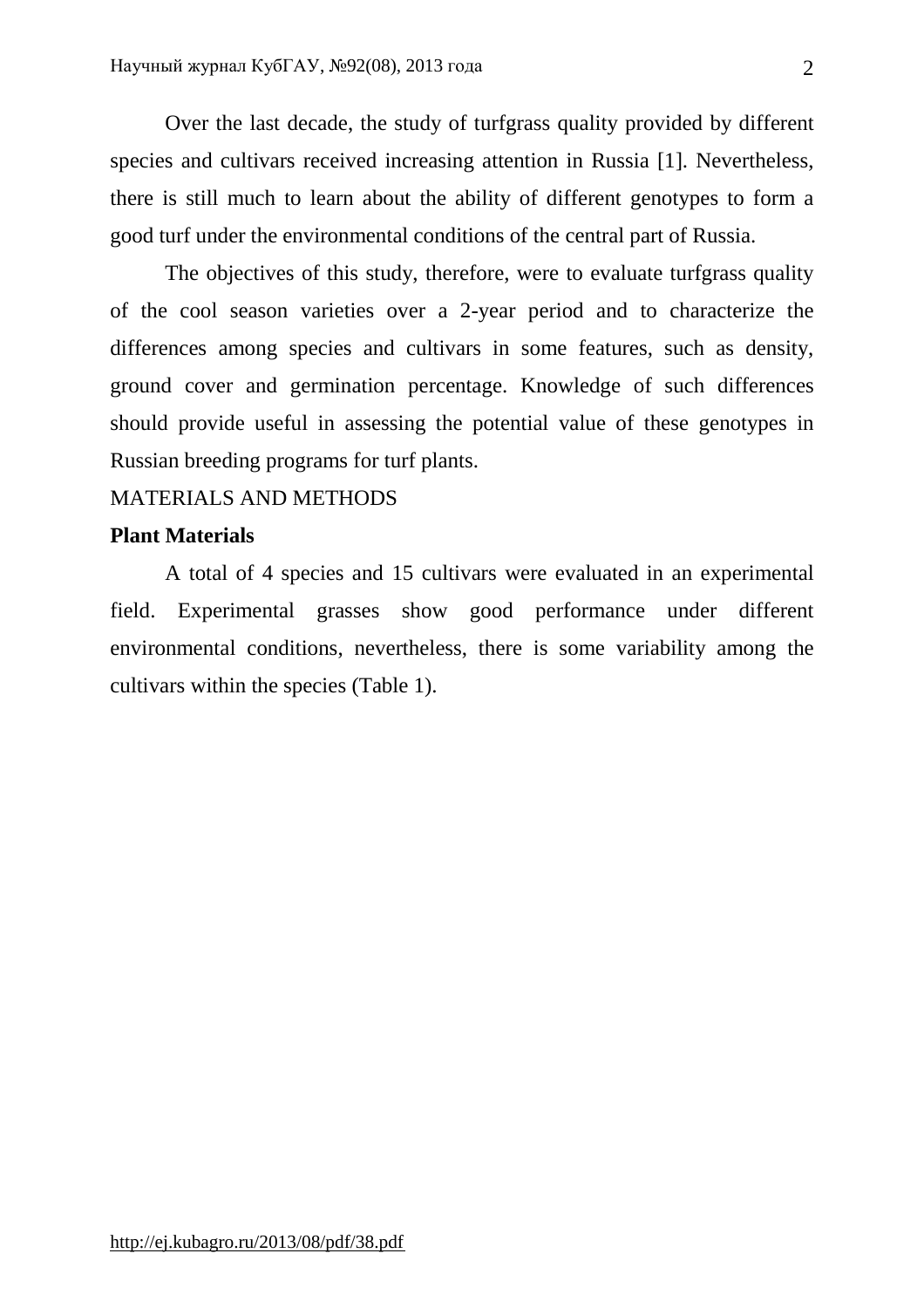Over the last decade, the study of turfgrass quality provided by different species and cultivars received increasing attention in Russia [1]. Nevertheless, there is still much to learn about the ability of different genotypes to form a good turf under the environmental conditions of the central part of Russia.

The objectives of this study, therefore, were to evaluate turfgrass quality of the cool season varieties over a 2-year period and to characterize the differences among species and cultivars in some features, such as density, ground cover and germination percentage. Knowledge of such differences should provide useful in assessing the potential value of these genotypes in Russian breeding programs for turf plants.

## MATERIALS AND METHODS

### Plant Materials

A total of 4 species and 15 cultivars were evaluated in an experimental field. Experimental grasses show good performance under different environmental conditions, nevertheless, there is some variability among the cultivars within the species (Table 1).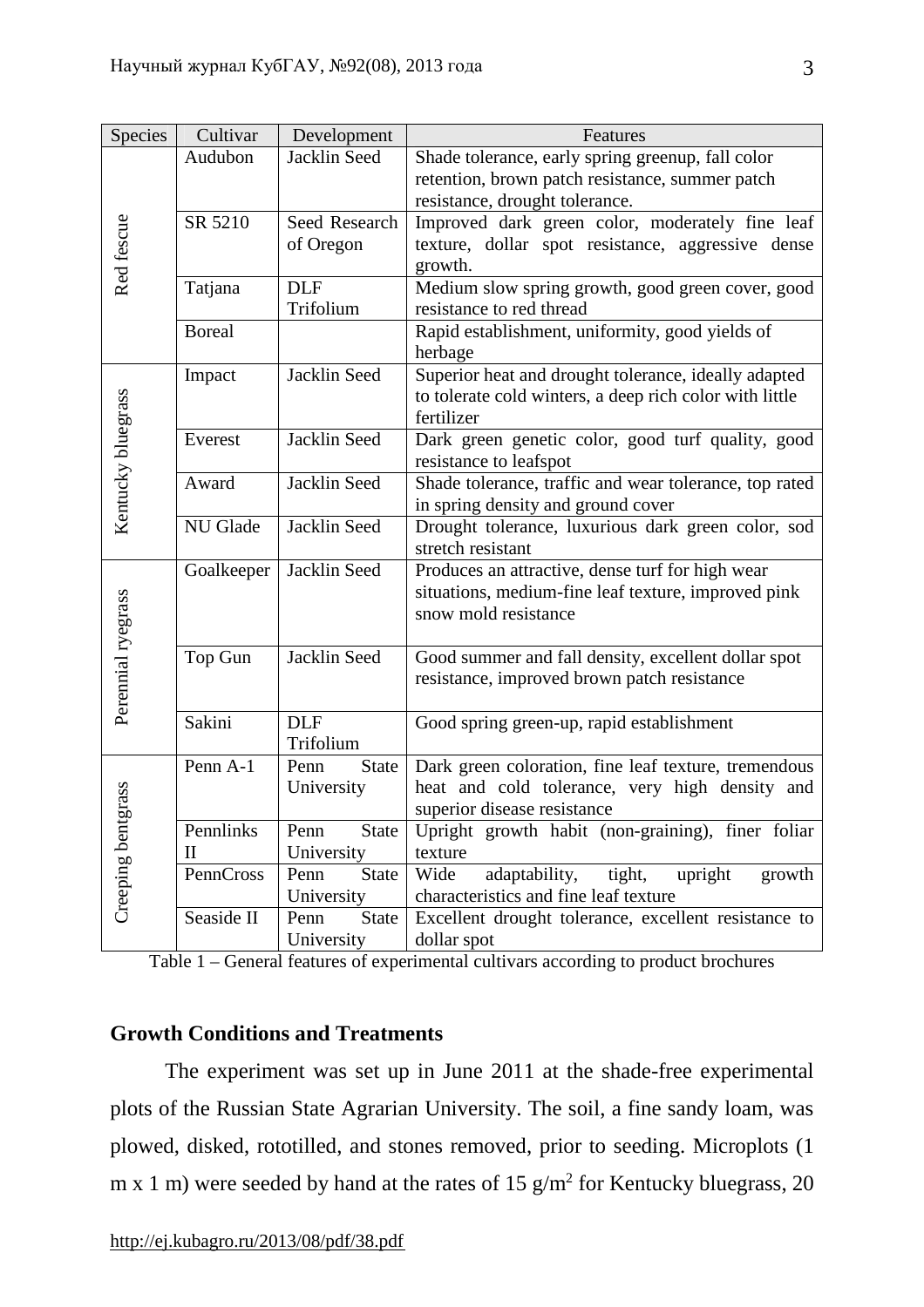| Species | Cultivar | Development | Features |
|---|---|---|---|
| Red fescue | Audubon | Jacklin Seed | Shade tolerance, early spring greenup, fall color retention, brown patch resistance, summer patch resistance, drought tolerance. |
| | SR 5210 | Seed Research of Oregon | Improved dark green color, moderately fine leaf texture, dollar spot resistance, aggressive dense growth. |
| | Tatjana | DLF Trifolium | Medium slow spring growth, good green cover, good resistance to red thread |
| | Boreal | | Rapid establishment, uniformity, good yields of herbage |
| Kentucky bluegrass | Impact | Jacklin Seed | Superior heat and drought tolerance, ideally adapted to tolerate cold winters, a deep rich color with little fertilizer |
| | Everest | Jacklin Seed | Dark green genetic color, good turf quality, good resistance to leafspot |
| | Award | Jacklin Seed | Shade tolerance, traffic and wear tolerance, top rated in spring density and ground cover |
| | NU Glade | Jacklin Seed | Drought tolerance, luxurious dark green color, sod stretch resistant |
| Perennial ryegrass | Goalkeeper | Jacklin Seed | Produces an attractive, dense turf for high wear situations, medium-fine leaf texture, improved pink snow mold resistance |
| | Top Gun | Jacklin Seed | Good summer and fall density, excellent dollar spot resistance, improved brown patch resistance |
| | Sakini | DLF Trifolium | Good spring green-up, rapid establishment |
| Creeping bentgrass | Penn A-1 | Penn State University | Dark green coloration, fine leaf texture, tremendous heat and cold tolerance, very high density and superior disease resistance |
| | Pennlinks II | Penn State University | Upright growth habit (non-graining), finer foliar texture |
| | PennCross | Penn State University | Wide adaptability, tight, upright growth characteristics and fine leaf texture |
| | Seaside II | Penn State University | Excellent drought tolerance, excellent resistance to dollar spot |

Table 1 – General features of experimental cultivars according to product brochures

## Growth Conditions and Treatments

The experiment was set up in June 2011 at the shade-free experimental plots of the Russian State Agrarian University. The soil, a fine sandy loam, was plowed, disked, rototilled, and stones removed, prior to seeding. Microplots (1 m x 1 m) were seeded by hand at the rates of 15 g/m$^2$ for Kentucky bluegrass, 20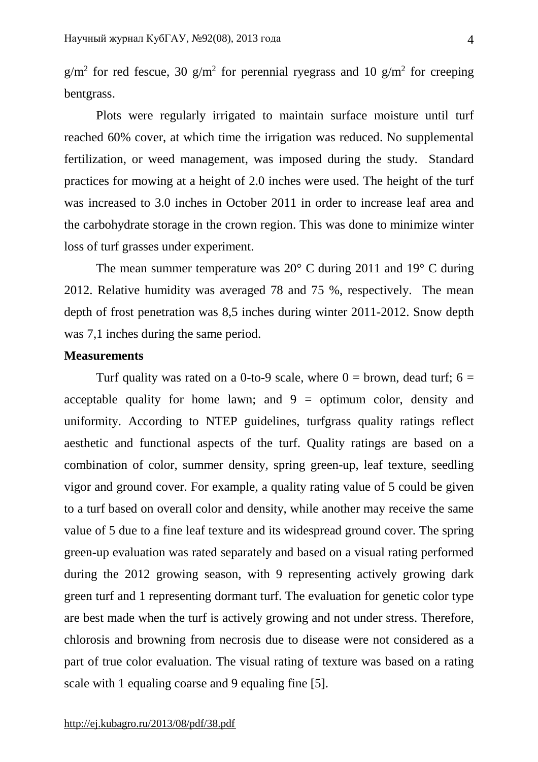g/m$^2$ for red fescue, 30 g/m$^2$ for perennial ryegrass and 10 g/m$^2$ for creeping bentgrass.

Plots were regularly irrigated to maintain surface moisture until turf reached 60% cover, at which time the irrigation was reduced. No supplemental fertilization, or weed management, was imposed during the study. Standard practices for mowing at a height of 2.0 inches were used. The height of the turf was increased to 3.0 inches in October 2011 in order to increase leaf area and the carbohydrate storage in the crown region. This was done to minimize winter loss of turf grasses under experiment.

The mean summer temperature was 20° C during 2011 and 19° C during 2012. Relative humidity was averaged 78 and 75 %, respectively. The mean depth of frost penetration was 8,5 inches during winter 2011-2012. Snow depth was 7,1 inches during the same period.

**Measurements**

Turf quality was rated on a 0-to-9 scale, where 0 = brown, dead turf; 6 = acceptable quality for home lawn; and 9 = optimum color, density and uniformity. According to NTEP guidelines, turfgrass quality ratings reflect aesthetic and functional aspects of the turf. Quality ratings are based on a combination of color, summer density, spring green-up, leaf texture, seedling vigor and ground cover. For example, a quality rating value of 5 could be given to a turf based on overall color and density, while another may receive the same value of 5 due to a fine leaf texture and its widespread ground cover. The spring green-up evaluation was rated separately and based on a visual rating performed during the 2012 growing season, with 9 representing actively growing dark green turf and 1 representing dormant turf. The evaluation for genetic color type are best made when the turf is actively growing and not under stress. Therefore, chlorosis and browning from necrosis due to disease were not considered as a part of true color evaluation. The visual rating of texture was based on a rating scale with 1 equaling coarse and 9 equaling fine [5].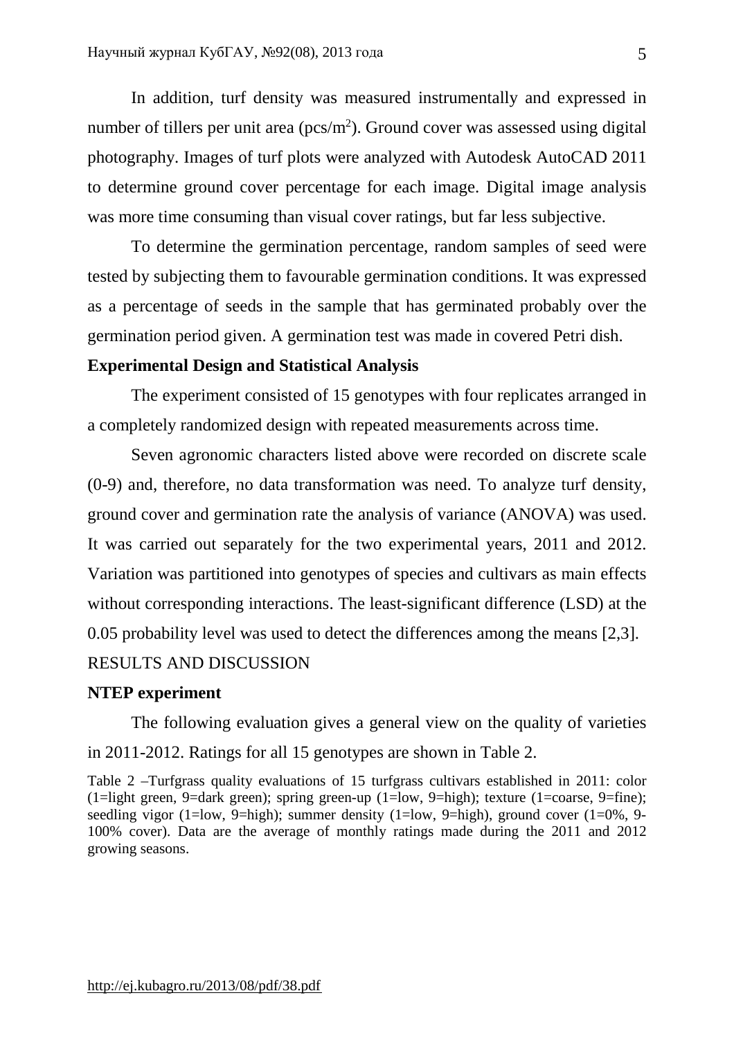In addition, turf density was measured instrumentally and expressed in number of tillers per unit area (pcs/$m^2$). Ground cover was assessed using digital photography. Images of turf plots were analyzed with Autodesk AutoCAD 2011 to determine ground cover percentage for each image. Digital image analysis was more time consuming than visual cover ratings, but far less subjective.

To determine the germination percentage, random samples of seed were tested by subjecting them to favourable germination conditions. It was expressed as a percentage of seeds in the sample that has germinated probably over the germination period given. A germination test was made in covered Petri dish.

**Experimental Design and Statistical Analysis**

The experiment consisted of 15 genotypes with four replicates arranged in a completely randomized design with repeated measurements across time.

Seven agronomic characters listed above were recorded on discrete scale (0-9) and, therefore, no data transformation was need. To analyze turf density, ground cover and germination rate the analysis of variance (ANOVA) was used. It was carried out separately for the two experimental years, 2011 and 2012. Variation was partitioned into genotypes of species and cultivars as main effects without corresponding interactions. The least-significant difference (LSD) at the 0.05 probability level was used to detect the differences among the means [2,3].

RESULTS AND DISCUSSION

**NTEP experiment**

The following evaluation gives a general view on the quality of varieties in 2011-2012. Ratings for all 15 genotypes are shown in Table 2.

Table 2 –Turfgrass quality evaluations of 15 turfgrass cultivars established in 2011: color (1=light green, 9=dark green); spring green-up (1=low, 9=high); texture (1=coarse, 9=fine); seedling vigor (1=low, 9=high); summer density (1=low, 9=high), ground cover (1=0%, 9-100% cover). Data are the average of monthly ratings made during the 2011 and 2012 growing seasons.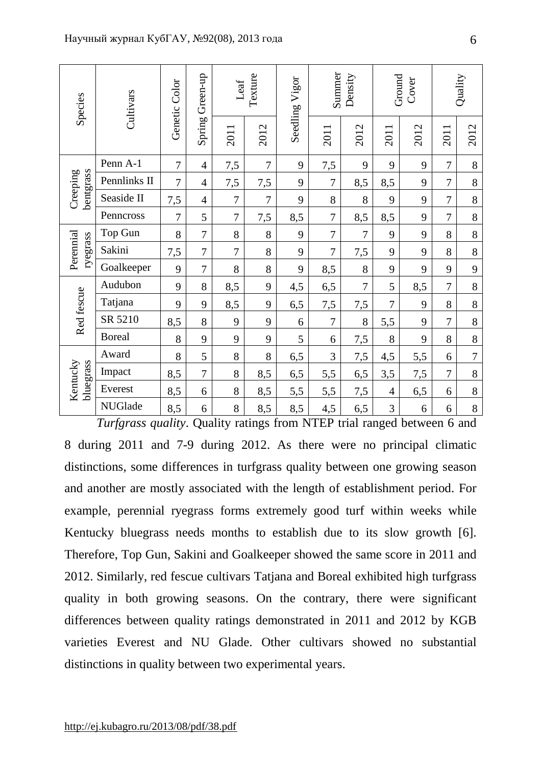| Species | Cultivars | Genetic Color | Spring Green-up | Leaf Texture | | Seedling Vigor | Summer Density | | Ground Cover | | Quality | |
|---|---|---|---|---|---|---|---|---|---|---|---|---|
| | | | | 2011 | 2012 | | 2011 | 2012 | 2011 | 2012 | 2011 | 2012 |
| Creeping bentgrass | Penn A-1 | 7 | 4 | 7,5 | 7 | 9 | 7,5 | 9 | 9 | 9 | 7 | 8 |
| | Pennlinks II | 7 | 4 | 7,5 | 7,5 | 9 | 7 | 8,5 | 8,5 | 9 | 7 | 8 |
| | Seaside II | 7,5 | 4 | 7 | 7 | 9 | 8 | 8 | 9 | 9 | 7 | 8 |
| | Penncross | 7 | 5 | 7 | 7,5 | 8,5 | 7 | 8,5 | 8,5 | 9 | 7 | 8 |
| Perennial ryegrass | Top Gun | 8 | 7 | 8 | 8 | 9 | 7 | 7 | 9 | 9 | 8 | 8 |
| | Sakini | 7,5 | 7 | 7 | 8 | 9 | 7 | 7,5 | 9 | 9 | 8 | 8 |
| | Goalkeeper | 9 | 7 | 8 | 8 | 9 | 8,5 | 8 | 9 | 9 | 9 | 9 |
| Red fescue | Audubon | 9 | 8 | 8,5 | 9 | 4,5 | 6,5 | 7 | 5 | 8,5 | 7 | 8 |
| | Tatjana | 9 | 9 | 8,5 | 9 | 6,5 | 7,5 | 7,5 | 7 | 9 | 8 | 8 |
| | SR 5210 | 8,5 | 8 | 9 | 9 | 6 | 7 | 8 | 5,5 | 9 | 7 | 8 |
| | Boreal | 8 | 9 | 9 | 9 | 5 | 6 | 7,5 | 8 | 9 | 8 | 8 |
| Kentucky bluegrass | Award | 8 | 5 | 8 | 8 | 6,5 | 3 | 7,5 | 4,5 | 5,5 | 6 | 7 |
| | Impact | 8,5 | 7 | 8 | 8,5 | 6,5 | 5,5 | 6,5 | 3,5 | 7,5 | 7 | 8 |
| | Everest | 8,5 | 6 | 8 | 8,5 | 5,5 | 5,5 | 7,5 | 4 | 6,5 | 6 | 8 |
| | NUGlade | 8,5 | 6 | 8 | 8,5 | 8,5 | 4,5 | 6,5 | 3 | 6 | 6 | 8 |

*Turfgrass quality*. Quality ratings from NTEP trial ranged between 6 and 8 during 2011 and 7-9 during 2012. As there were no principal climatic distinctions, some differences in turfgrass quality between one growing season and another are mostly associated with the length of establishment period. For example, perennial ryegrass forms extremely good turf within weeks while Kentucky bluegrass needs months to establish due to its slow growth [6]. Therefore, Top Gun, Sakini and Goalkeeper showed the same score in 2011 and 2012. Similarly, red fescue cultivars Tatjana and Boreal exhibited high turfgrass quality in both growing seasons. On the contrary, there were significant differences between quality ratings demonstrated in 2011 and 2012 by KGB varieties Everest and NU Glade. Other cultivars showed no substantial distinctions in quality between two experimental years.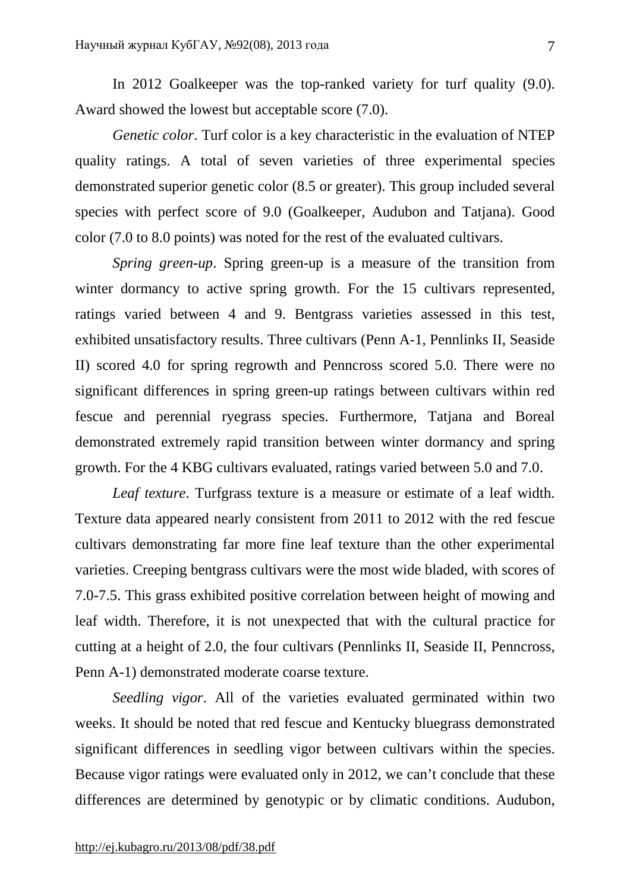In 2012 Goalkeeper was the top-ranked variety for turf quality (9.0). Award showed the lowest but acceptable score (7.0).

*Genetic color*. Turf color is a key characteristic in the evaluation of NTEP quality ratings. A total of seven varieties of three experimental species demonstrated superior genetic color (8.5 or greater). This group included several species with perfect score of 9.0 (Goalkeeper, Audubon and Tatjana). Good color (7.0 to 8.0 points) was noted for the rest of the evaluated cultivars.

*Spring green-up*. Spring green-up is a measure of the transition from winter dormancy to active spring growth. For the 15 cultivars represented, ratings varied between 4 and 9. Bentgrass varieties assessed in this test, exhibited unsatisfactory results. Three cultivars (Penn A-1, Pennlinks II, Seaside II) scored 4.0 for spring regrowth and Penncross scored 5.0. There were no significant differences in spring green-up ratings between cultivars within red fescue and perennial ryegrass species. Furthermore, Tatjana and Boreal demonstrated extremely rapid transition between winter dormancy and spring growth. For the 4 KBG cultivars evaluated, ratings varied between 5.0 and 7.0.

*Leaf texture*. Turfgrass texture is a measure or estimate of a leaf width. Texture data appeared nearly consistent from 2011 to 2012 with the red fescue cultivars demonstrating far more fine leaf texture than the other experimental varieties. Creeping bentgrass cultivars were the most wide bladed, with scores of 7.0-7.5. This grass exhibited positive correlation between height of mowing and leaf width. Therefore, it is not unexpected that with the cultural practice for cutting at a height of 2.0, the four cultivars (Pennlinks II, Seaside II, Penncross, Penn A-1) demonstrated moderate coarse texture.

*Seedling vigor*. All of the varieties evaluated germinated within two weeks. It should be noted that red fescue and Kentucky bluegrass demonstrated significant differences in seedling vigor between cultivars within the species. Because vigor ratings were evaluated only in 2012, we can't conclude that these differences are determined by genotypic or by climatic conditions. Audubon,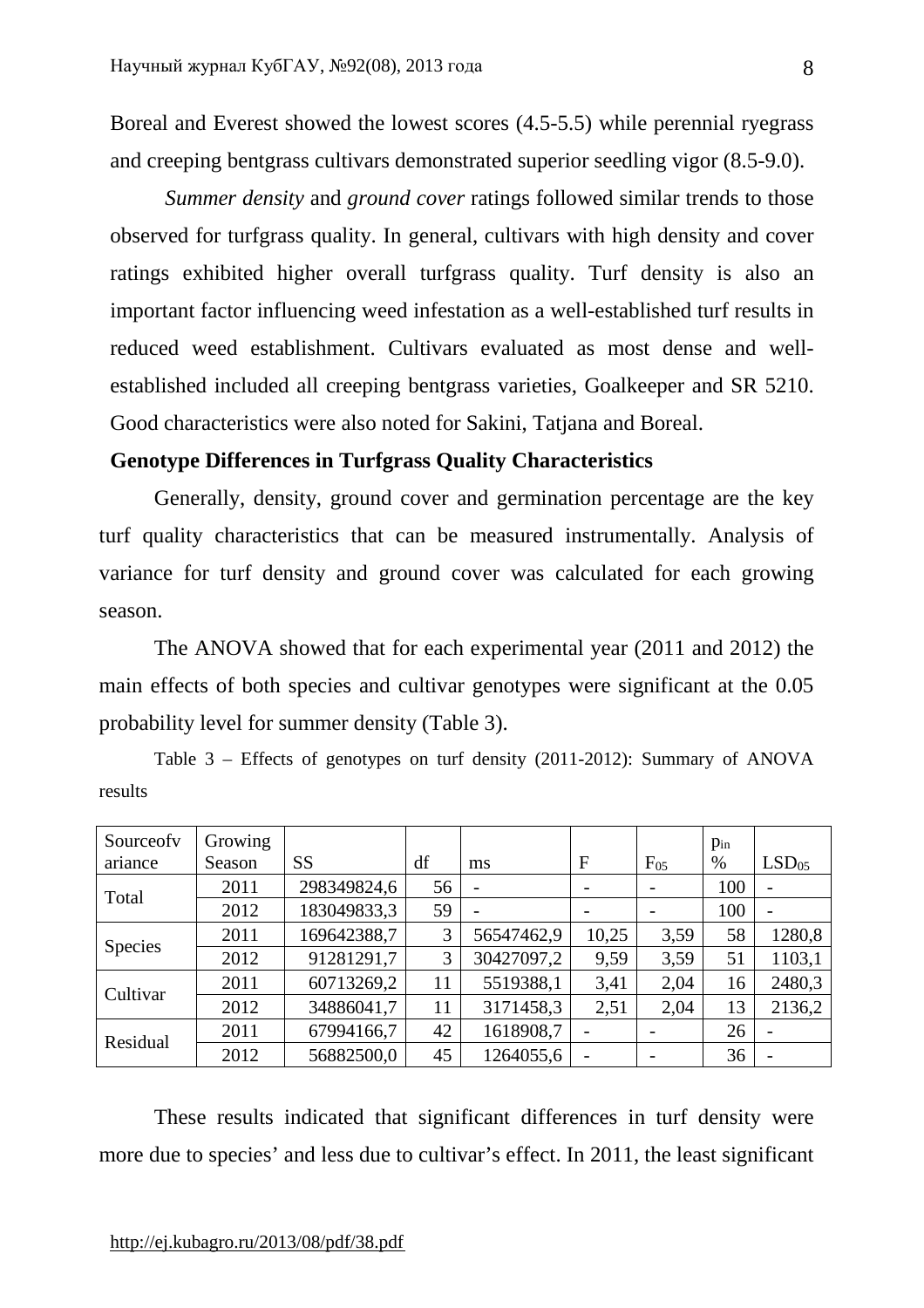Boreal and Everest showed the lowest scores (4.5-5.5) while perennial ryegrass and creeping bentgrass cultivars demonstrated superior seedling vigor (8.5-9.0).

*Summer density* and *ground cover* ratings followed similar trends to those observed for turfgrass quality. In general, cultivars with high density and cover ratings exhibited higher overall turfgrass quality. Turf density is also an important factor influencing weed infestation as a well-established turf results in reduced weed establishment. Cultivars evaluated as most dense and well-established included all creeping bentgrass varieties, Goalkeeper and SR 5210. Good characteristics were also noted for Sakini, Tatjana and Boreal.

**Genotype Differences in Turfgrass Quality Characteristics**

Generally, density, ground cover and germination percentage are the key turf quality characteristics that can be measured instrumentally. Analysis of variance for turf density and ground cover was calculated for each growing season.

The ANOVA showed that for each experimental year (2011 and 2012) the main effects of both species and cultivar genotypes were significant at the 0.05 probability level for summer density (Table 3).

Table 3 – Effects of genotypes on turf density (2011-2012): Summary of ANOVA results

| Sourceofv ariance | Growing Season | SS | df | ms | F | $F_{05}$ | $p_{in}$ % | $LSD_{05}$ |
|---|---|---|---|---|---|---|---|---|
| Total | 2011 | 298349824,6 | 56 | - | - | - | 100 | - |
| | 2012 | 183049833,3 | 59 | - | - | - | 100 | - |
| Species | 2011 | 169642388,7 | 3 | 56547462,9 | 10,25 | 3,59 | 58 | 1280,8 |
| | 2012 | 91281291,7 | 3 | 30427097,2 | 9,59 | 3,59 | 51 | 1103,1 |
| Cultivar | 2011 | 60713269,2 | 11 | 5519388,1 | 3,41 | 2,04 | 16 | 2480,3 |
| | 2012 | 34886041,7 | 11 | 3171458,3 | 2,51 | 2,04 | 13 | 2136,2 |
| Residual | 2011 | 67994166,7 | 42 | 1618908,7 | - | - | 26 | - |
| | 2012 | 56882500,0 | 45 | 1264055,6 | - | - | 36 | - |

These results indicated that significant differences in turf density were more due to species' and less due to cultivar's effect. In 2011, the least significant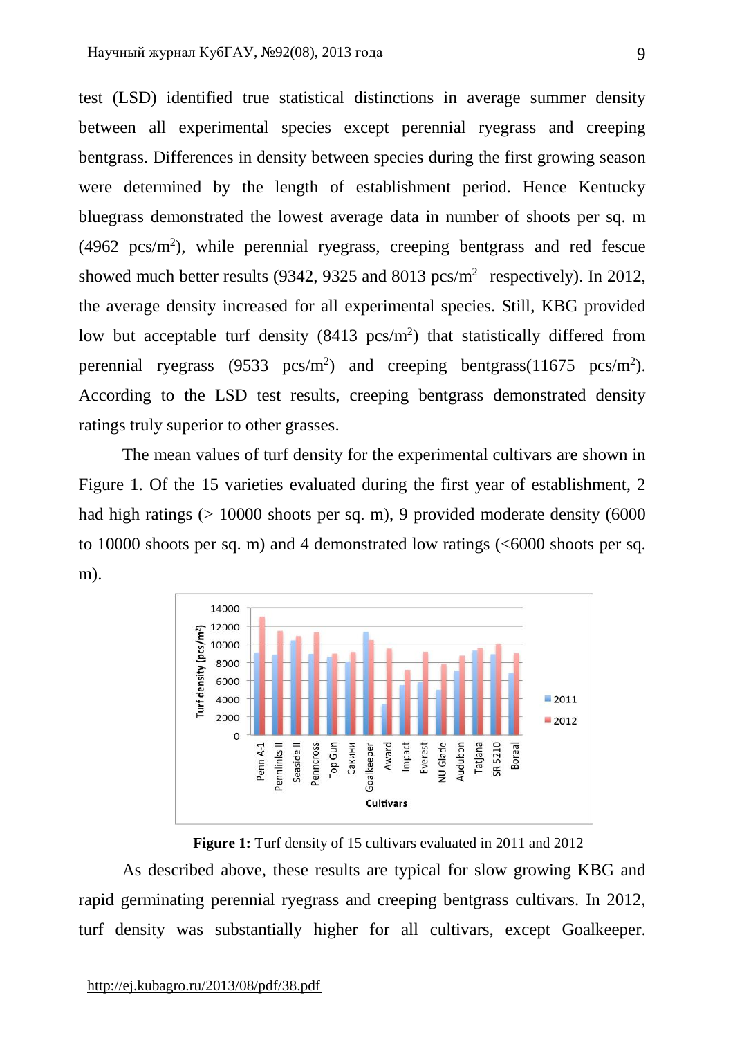test (LSD) identified true statistical distinctions in average summer density between all experimental species except perennial ryegrass and creeping bentgrass. Differences in density between species during the first growing season were determined by the length of establishment period. Hence Kentucky bluegrass demonstrated the lowest average data in number of shoots per sq. m (4962 pcs/$m^2$), while perennial ryegrass, creeping bentgrass and red fescue showed much better results (9342, 9325 and 8013 pcs/$m^2$ respectively). In 2012, the average density increased for all experimental species. Still, KBG provided low but acceptable turf density (8413 pcs/$m^2$) that statistically differed from perennial ryegrass (9533 pcs/$m^2$) and creeping bentgrass(11675 pcs/$m^2$). According to the LSD test results, creeping bentgrass demonstrated density ratings truly superior to other grasses.

The mean values of turf density for the experimental cultivars are shown in Figure 1. Of the 15 varieties evaluated during the first year of establishment, 2 had high ratings (> 10000 shoots per sq. m), 9 provided moderate density (6000 to 10000 shoots per sq. m) and 4 demonstrated low ratings (<6000 shoots per sq. m).

**Figure 1:** Turf density of 15 cultivars evaluated in 2011 and 2012

As described above, these results are typical for slow growing KBG and rapid germinating perennial ryegrass and creeping bentgrass cultivars. In 2012, turf density was substantially higher for all cultivars, except Goalkeeper.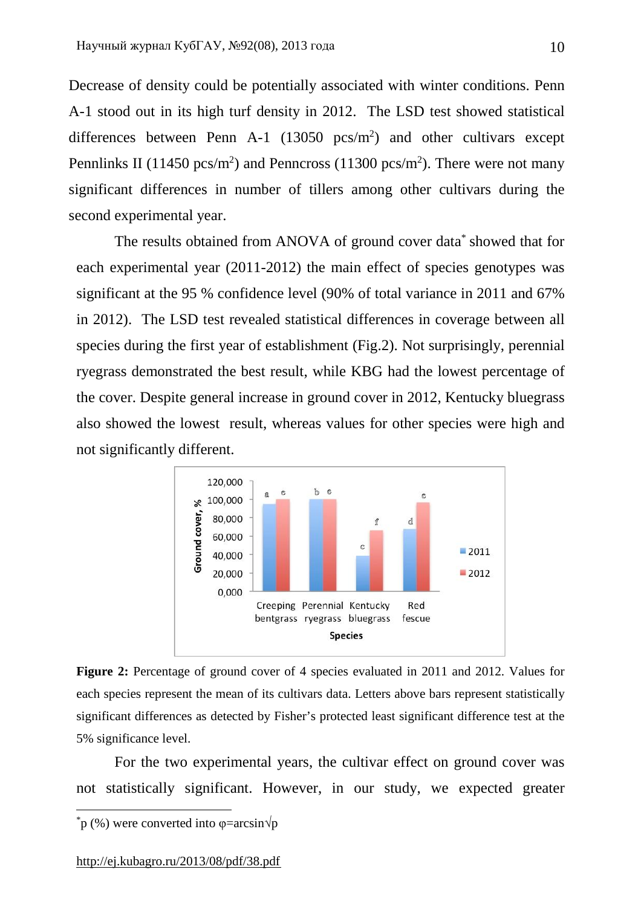Decrease of density could be potentially associated with winter conditions. Penn A-1 stood out in its high turf density in 2012. The LSD test showed statistical differences between Penn A-1 (13050 pcs/m$^2$) and other cultivars except Pennlinks II (11450 pcs/m$^2$) and Penncross (11300 pcs/m$^2$). There were not many significant differences in number of tillers among other cultivars during the second experimental year.

The results obtained from ANOVA of ground cover data* showed that for each experimental year (2011-2012) the main effect of species genotypes was significant at the 95 % confidence level (90% of total variance in 2011 and 67% in 2012). The LSD test revealed statistical differences in coverage between all species during the first year of establishment (Fig.2). Not surprisingly, perennial ryegrass demonstrated the best result, while KBG had the lowest percentage of the cover. Despite general increase in ground cover in 2012, Kentucky bluegrass also showed the lowest result, whereas values for other species were high and not significantly different.

**Figure 2:** Percentage of ground cover of 4 species evaluated in 2011 and 2012. Values for each species represent the mean of its cultivars data. Letters above bars represent statistically significant differences as detected by Fisher's protected least significant difference test at the 5% significance level.

For the two experimental years, the cultivar effect on ground cover was not statistically significant. However, in our study, we expected greater

*p (%) were converted into φ=arcsin√p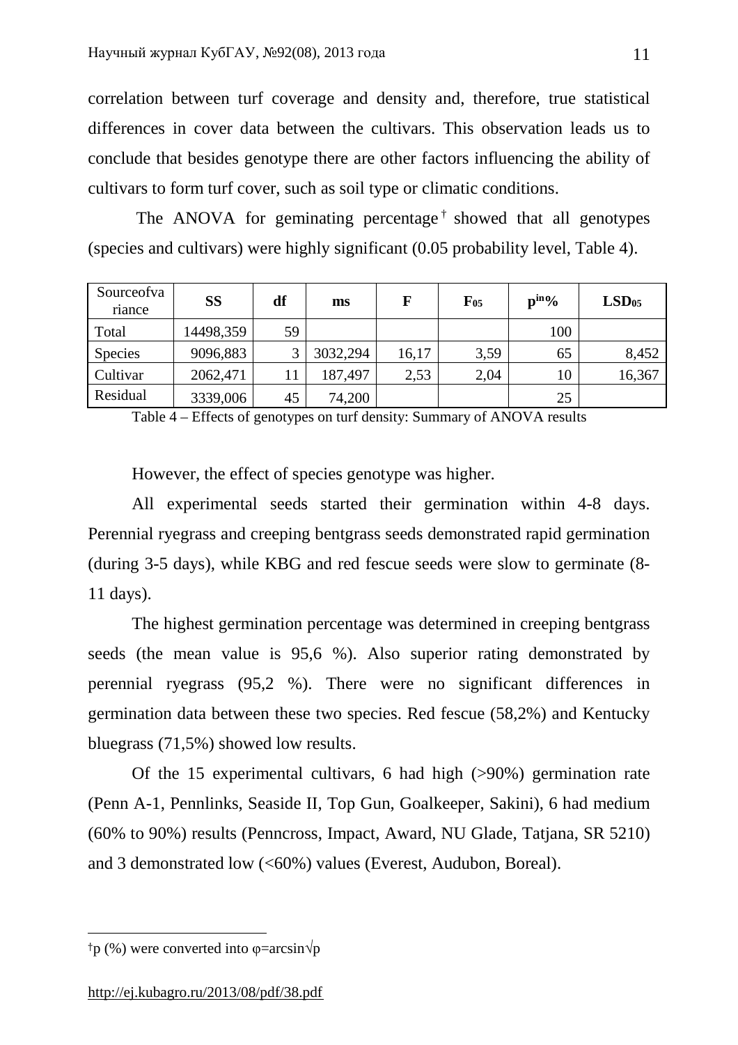correlation between turf coverage and density and, therefore, true statistical differences in cover data between the cultivars. This observation leads us to conclude that besides genotype there are other factors influencing the ability of cultivars to form turf cover, such as soil type or climatic conditions.

The ANOVA for geminating percentage[†] showed that all genotypes (species and cultivars) were highly significant (0.05 probability level, Table 4).

| Sourceofvariance | **SS** | **df** | **ms** | **F** | $F_{05}$ | $p^{in}$% | $LSD_{05}$ |
|---|---|---|---|---|---|---|---|
| Total | 14498,359 | 59 | | | | 100 | |
| Species | 9096,883 | 3 | 3032,294 | 16,17 | 3,59 | 65 | 8,452 |
| Cultivar | 2062,471 | 11 | 187,497 | 2,53 | 2,04 | 10 | 16,367 |
| Residual | 3339,006 | 45 | 74,200 | | | 25 | |

Table 4 – Effects of genotypes on turf density: Summary of ANOVA results

However, the effect of species genotype was higher.

All experimental seeds started their germination within 4-8 days. Perennial ryegrass and creeping bentgrass seeds demonstrated rapid germination (during 3-5 days), while KBG and red fescue seeds were slow to germinate (8-11 days).

The highest germination percentage was determined in creeping bentgrass seeds (the mean value is 95,6 %). Also superior rating demonstrated by perennial ryegrass (95,2 %). There were no significant differences in germination data between these two species. Red fescue (58,2%) and Kentucky bluegrass (71,5%) showed low results.

Of the 15 experimental cultivars, 6 had high (>90%) germination rate (Penn A-1, Pennlinks, Seaside II, Top Gun, Goalkeeper, Sakini), 6 had medium (60% to 90%) results (Penncross, Impact, Award, NU Glade, Tatjana, SR 5210) and 3 demonstrated low (<60%) values (Everest, Audubon, Boreal).

---

[†] p (%) were converted into $\varphi = \arcsin\sqrt{p}$

http://ej.kubagro.ru/2013/08/pdf/38.pdf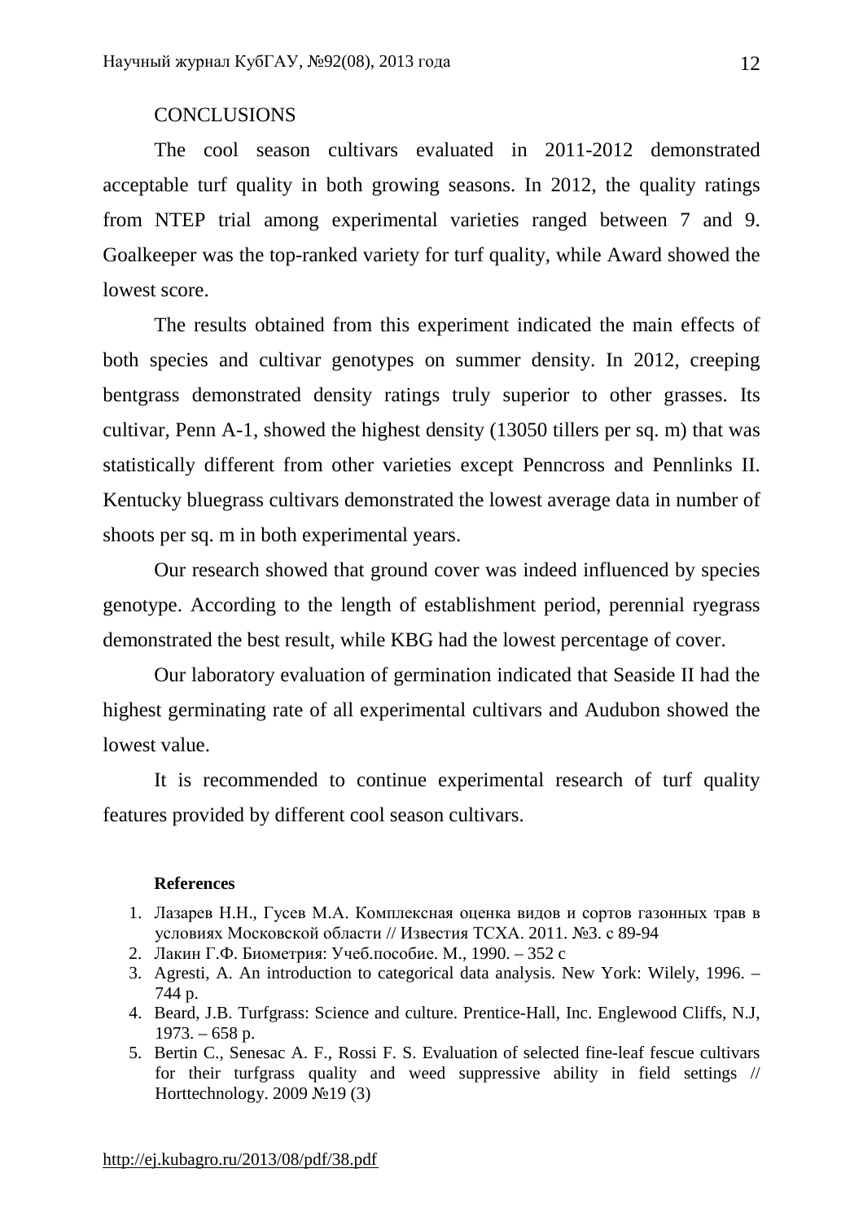## CONCLUSIONS

The cool season cultivars evaluated in 2011-2012 demonstrated acceptable turf quality in both growing seasons. In 2012, the quality ratings from NTEP trial among experimental varieties ranged between 7 and 9. Goalkeeper was the top-ranked variety for turf quality, while Award showed the lowest score.

The results obtained from this experiment indicated the main effects of both species and cultivar genotypes on summer density. In 2012, creeping bentgrass demonstrated density ratings truly superior to other grasses. Its cultivar, Penn A-1, showed the highest density (13050 tillers per sq. m) that was statistically different from other varieties except Penncross and Pennlinks II. Kentucky bluegrass cultivars demonstrated the lowest average data in number of shoots per sq. m in both experimental years.

Our research showed that ground cover was indeed influenced by species genotype. According to the length of establishment period, perennial ryegrass demonstrated the best result, while KBG had the lowest percentage of cover.

Our laboratory evaluation of germination indicated that Seaside II had the highest germinating rate of all experimental cultivars and Audubon showed the lowest value.

It is recommended to continue experimental research of turf quality features provided by different cool season cultivars.

**References**

1. Лазарев Н.Н., Гусев М.А. Комплексная оценка видов и сортов газонных трав в условиях Московской области // Известия ТСХА. 2011. №3. с 89-94
2. Лакин Г.Ф. Биометрия: Учеб.пособие. М., 1990. – 352 с
3. Agresti, A. An introduction to categorical data analysis. New York: Wilely, 1996. – 744 p.
4. Beard, J.B. Turfgrass: Science and culture. Prentice-Hall, Inc. Englewood Cliffs, N.J, 1973. – 658 p.
5. Bertin C., Senesac A. F., Rossi F. S. Evaluation of selected fine-leaf fescue cultivars for their turfgrass quality and weed suppressive ability in field settings // Horttechnology. 2009 №19 (3)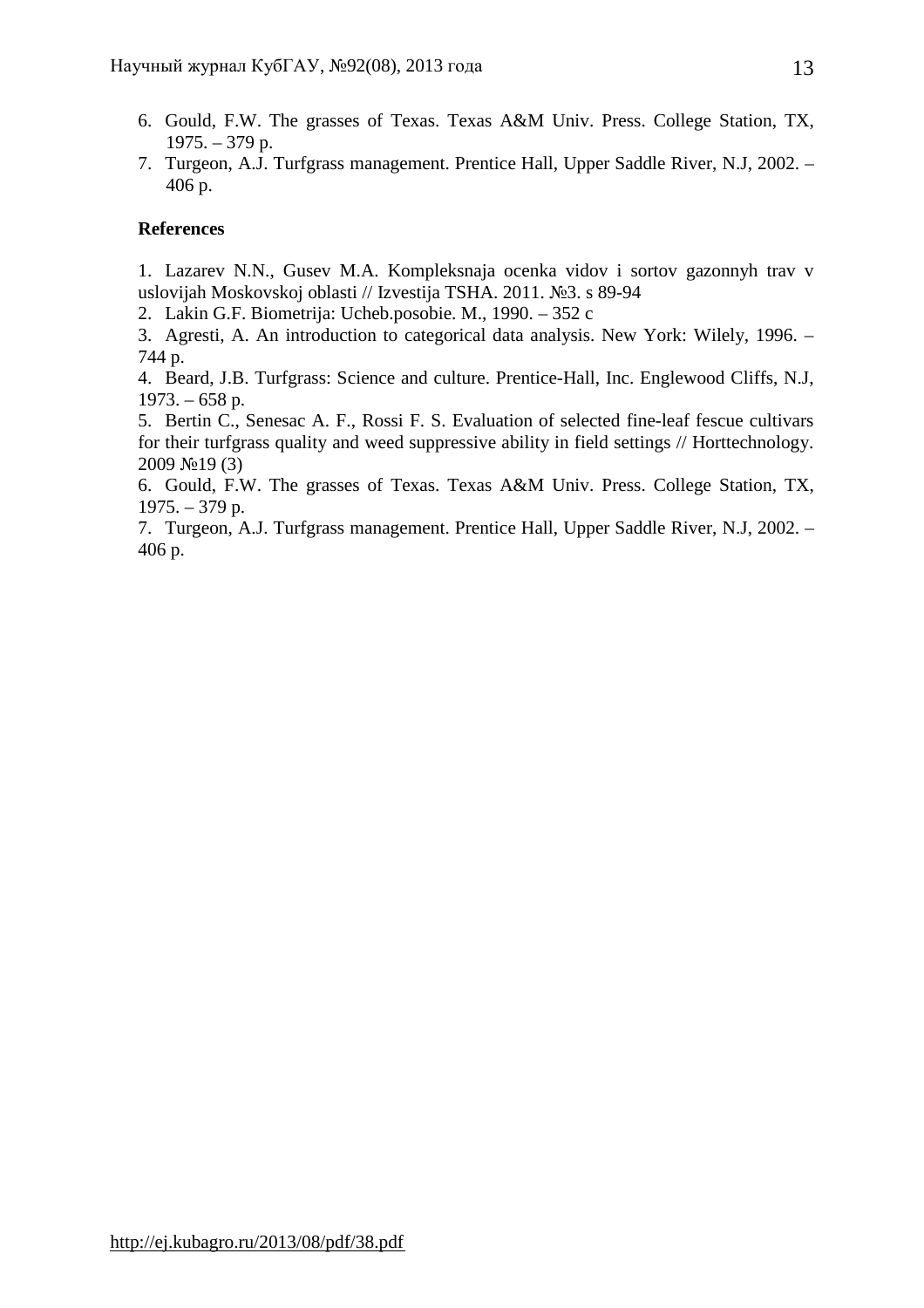6. Gould, F.W. The grasses of Texas. Texas A&M Univ. Press. College Station, TX, 1975. – 379 p.
7. Turgeon, A.J. Turfgrass management. Prentice Hall, Upper Saddle River, N.J, 2002. – 406 p.

**References**

1. Lazarev N.N., Gusev M.A. Kompleksnaja ocenka vidov i sortov gazonnyh trav v uslovijah Moskovskoj oblasti // Izvestija TSHA. 2011. №3. s 89-94
2. Lakin G.F. Biometrija: Ucheb.posobie. M., 1990. – 352 c
3. Agresti, A. An introduction to categorical data analysis. New York: Wilely, 1996. – 744 p.
4. Beard, J.B. Turfgrass: Science and culture. Prentice-Hall, Inc. Englewood Cliffs, N.J, 1973. – 658 p.
5. Bertin C., Senesac A. F., Rossi F. S. Evaluation of selected fine-leaf fescue cultivars for their turfgrass quality and weed suppressive ability in field settings // Horttechnology. 2009 №19 (3)
6. Gould, F.W. The grasses of Texas. Texas A&M Univ. Press. College Station, TX, 1975. – 379 p.
7. Turgeon, A.J. Turfgrass management. Prentice Hall, Upper Saddle River, N.J, 2002. – 406 p.